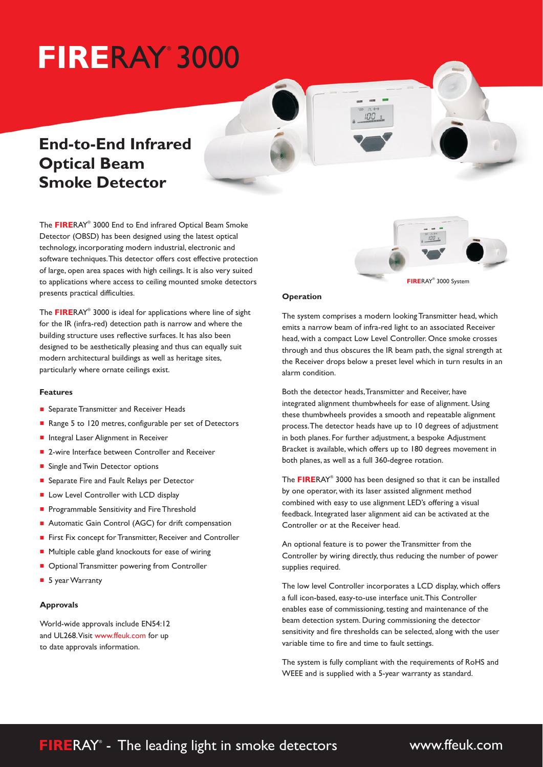# FIRERAY® 3000

## End-to-End Infrared Optical Beam Smoke Detector

The **FIRE**RAY® 3000 End to End infrared Optical Beam Smoke Detector (OBSD) has been designed using the latest optical technology, incorporating modern industrial, electronic and software techniques. This detector offers cost effective protection of large, open area spaces with high ceilings. It is also very suited to applications where access to ceiling mounted smoke detectors presents practical difficulties.

The **FIRE**RAY® 3000 is ideal for applications where line of sight for the IR (infra-red) detection path is narrow and where the building structure uses reflective surfaces. It has also been designed to be aesthetically pleasing and thus can equally suit modern architectural buildings as well as heritage sites, particularly where ornate ceilings exist.

### Features

- Separate Transmitter and Receiver Heads
- Range 5 to 120 metres, configurable per set of Detectors
- Integral Laser Alignment in Receiver
- 2-wire Interface between Controller and Receiver
- Single and Twin Detector options
- Separate Fire and Fault Relays per Detector
- Low Level Controller with LCD display
- Programmable Sensitivity and Fire Threshold
- Automatic Gain Control (AGC) for drift compensation
- First Fix concept for Transmitter, Receiver and Controller
- Multiple cable gland knockouts for ease of wiring
- Optional Transmitter powering from Controller
- 5 year Warranty

### Approvals

World-wide approvals include EN54:12 and UL268. Visit www.ffeuk.com for up to date approvals information.

**FIRE**RAY® 3000 System

### Operation

The system comprises a modern looking Transmitter head, which emits a narrow beam of infra-red light to an associated Receiver head, with a compact Low Level Controller. Once smoke crosses through and thus obscures the IR beam path, the signal strength at the Receiver drops below a preset level which in turn results in an alarm condition.

Both the detector heads, Transmitter and Receiver, have integrated alignment thumbwheels for ease of alignment. Using these thumbwheels provides a smooth and repeatable alignment process. The detector heads have up to 10 degrees of adjustment in both planes. For further adjustment, a bespoke Adjustment Bracket is available, which offers up to 180 degrees movement in both planes, as well as a full 360-degree rotation.

The **FIRE**RAY® 3000 has been designed so that it can be installed by one operator, with its laser assisted alignment method combined with easy to use alignment LED's offering a visual feedback. Integrated laser alignment aid can be activated at the Controller or at the Receiver head.

An optional feature is to power the Transmitter from the Controller by wiring directly, thus reducing the number of power supplies required.

The low level Controller incorporates a LCD display, which offers a full icon-based, easy-to-use interface unit. This Controller enables ease of commissioning, testing and maintenance of the beam detection system. During commissioning the detector sensitivity and fire thresholds can be selected, along with the user variable time to fire and time to fault settings.

The system is fully compliant with the requirements of RoHS and WEEE and is supplied with a 5-year warranty as standard.

**FIRE**RAY® - The leading light in smoke detectors www.ffeuk.com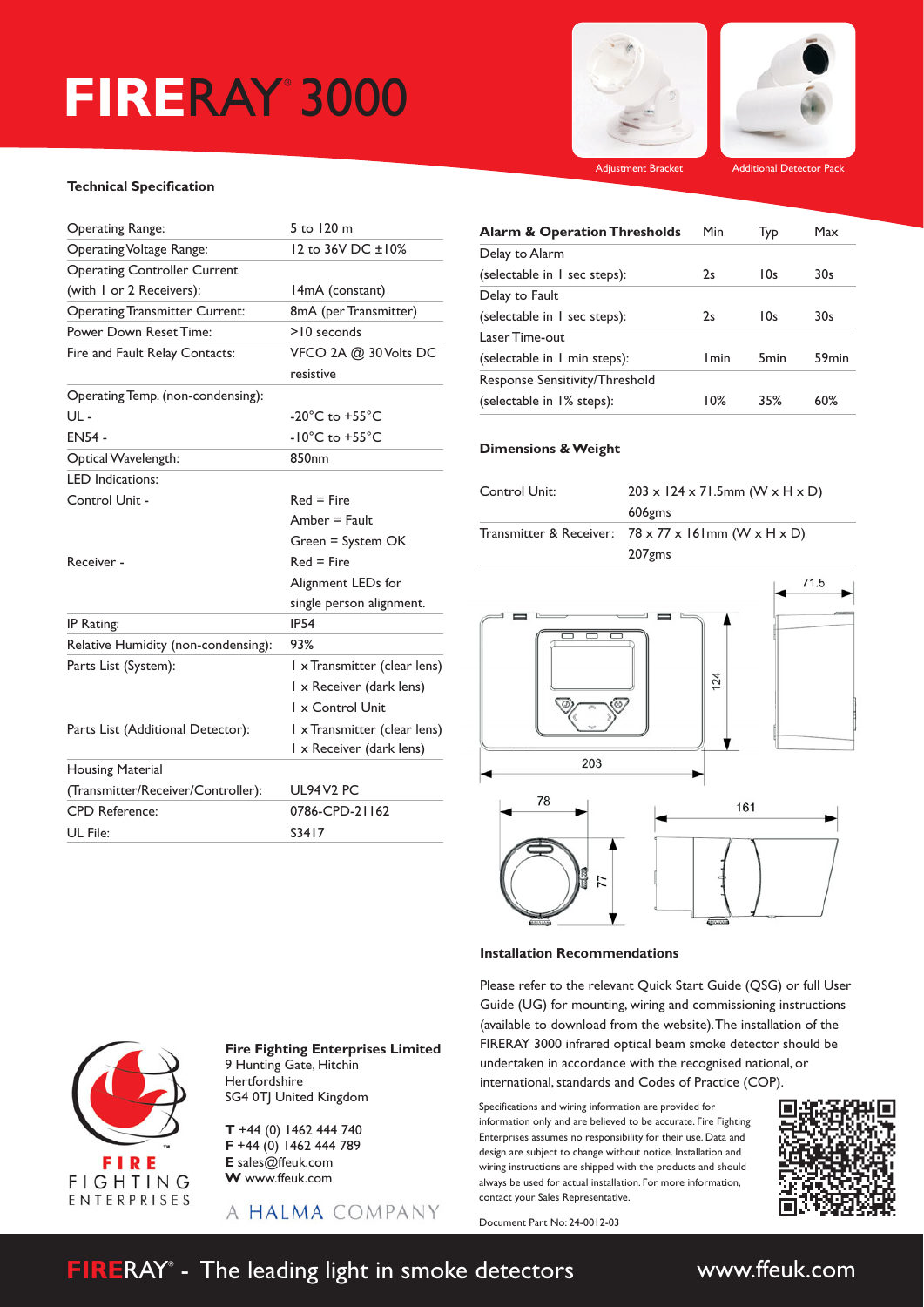# FIRERAY® 3000

Adjustment Bracket

Additional Detector Pack

## Technical Specification

| | |
|---|---|
| Operating Range: | 5 to 120 m |
| Operating Voltage Range: | 12 to 36V DC ±10% |
| Operating Controller Current (with 1 or 2 Receivers): | 14mA (constant) |
| Operating Transmitter Current: | 8mA (per Transmitter) |
| Power Down Reset Time: | >10 seconds |
| Fire and Fault Relay Contacts: | VFCO 2A @ 30 Volts DC resistive |
| Operating Temp. (non-condensing): | |
| UL - | -20°C to +55°C |
| EN54 - | -10°C to +55°C |
| Optical Wavelength: | 850nm |
| LED Indications: | |
| Control Unit - | Red = Fire<br>Amber = Fault<br>Green = System OK |
| Receiver - | Red = Fire<br>Alignment LEDs for single person alignment. |
| IP Rating: | IP54 |
| Relative Humidity (non-condensing): | 93% |
| Parts List (System): | 1 x Transmitter (clear lens)<br>1 x Receiver (dark lens)<br>1 x Control Unit |
| Parts List (Additional Detector): | 1 x Transmitter (clear lens)<br>1 x Receiver (dark lens) |
| Housing Material (Transmitter/Receiver/Controller): | UL94V2 PC |
| CPD Reference: | 0786-CPD-21162 |
| UL File: | S3417 |

| Alarm & Operation Thresholds | Min | Typ | Max |
|---|---|---|---|
| Delay to Alarm (selectable in 1 sec steps): | 2s | 10s | 30s |
| Delay to Fault (selectable in 1 sec steps): | 2s | 10s | 30s |
| Laser Time-out (selectable in 1 min steps): | 1min | 5min | 59min |
| Response Sensitivity/Threshold (selectable in 1% steps): | 10% | 35% | 60% |

### Dimensions & Weight

| | |
|---|---|
| Control Unit: | 203 x 124 x 71.5mm (W x H x D)<br>606gms |
| Transmitter & Receiver: | 78 x 77 x 161mm (W x H x D)<br>207gms |

203
124
71.5
78
77
161

### Installation Recommendations

Please refer to the relevant Quick Start Guide (QSG) or full User Guide (UG) for mounting, wiring and commissioning instructions (available to download from the website). The installation of the FIRERAY 3000 infrared optical beam smoke detector should be undertaken in accordance with the recognised national, or international, standards and Codes of Practice (COP).

Specifications and wiring information are provided for information only and are believed to be accurate. Fire Fighting Enterprises assumes no responsibility for their use. Data and design are subject to change without notice. Installation and wiring instructions are shipped with the products and should always be used for actual installation. For more information, contact your Sales Representative.

Document Part No: 24-0012-03

**Fire Fighting Enterprises Limited**
9 Hunting Gate, Hitchin
Hertfordshire
SG4 0TJ United Kingdom

**T** +44 (0) 1462 444 740
**F** +44 (0) 1462 444 789
**E** sales@ffeuk.com
**W** www.ffeuk.com

A HALMA COMPANY

FIRERAY® - The leading light in smoke detectors www.ffeuk.com